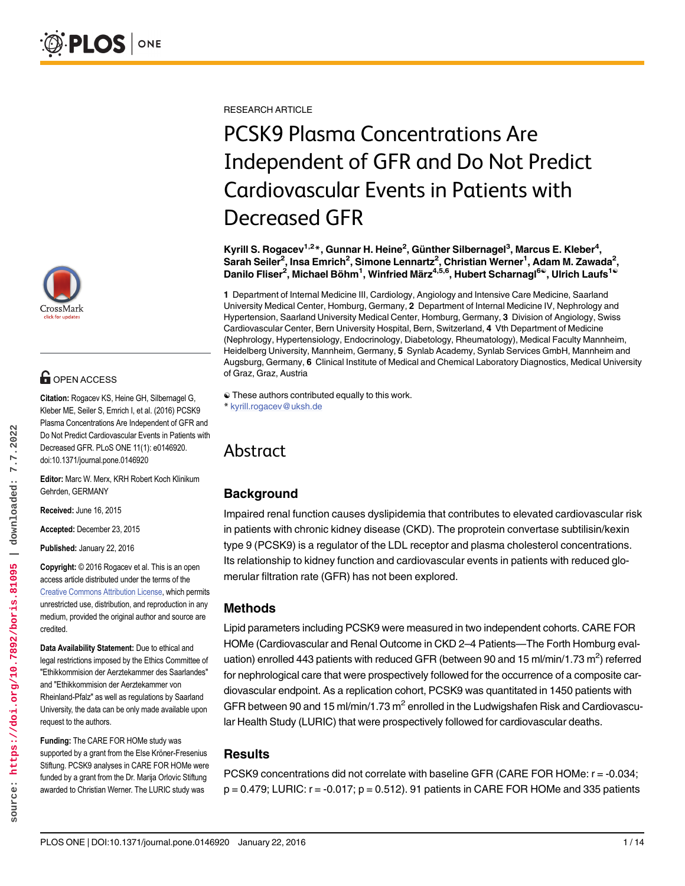RESEARCH ARTICLE

# PCSK9 Plasma Concentrations Are Independent of GFR and Do Not Predict Cardiovascular Events in Patients with Decreased GFR

**Kyrill S. Rogacev[1,2]\*, Gunnar H. Heine[2], Günther Silbernagel[3], Marcus E. Kleber[4], Sarah Seiler[2], Insa Emrich[2], Simone Lennartz[2], Christian Werner[1], Adam M. Zawada[2], Danilo Fliser[2], Michael Böhm[1], Winfried März[4,5,6], Hubert Scharnagl[6☯], Ulrich Laufs[1☯]**

**1** Department of Internal Medicine III, Cardiology, Angiology and Intensive Care Medicine, Saarland University Medical Center, Homburg, Germany, **2** Department of Internal Medicine IV, Nephrology and Hypertension, Saarland University Medical Center, Homburg, Germany, **3** Division of Angiology, Swiss Cardiovascular Center, Bern University Hospital, Bern, Switzerland, **4** Vth Department of Medicine (Nephrology, Hypertensiology, Endocrinology, Diabetology, Rheumatology), Medical Faculty Mannheim, Heidelberg University, Mannheim, Germany, **5** Synlab Academy, Synlab Services GmbH, Mannheim and Augsburg, Germany, **6** Clinical Institute of Medical and Chemical Laboratory Diagnostics, Medical University of Graz, Graz, Austria

☯ These authors contributed equally to this work.
\* kyrill.rogacev@uksh.de

**OPEN ACCESS**

**Citation:** Rogacev KS, Heine GH, Silbernagel G, Kleber ME, Seiler S, Emrich I, et al. (2016) PCSK9 Plasma Concentrations Are Independent of GFR and Do Not Predict Cardiovascular Events in Patients with Decreased GFR. PLoS ONE 11(1): e0146920. doi:10.1371/journal.pone.0146920

**Editor:** Marc W. Merx, KRH Robert Koch Klinikum Gehrden, GERMANY

**Received:** June 16, 2015

**Accepted:** December 23, 2015

**Published:** January 22, 2016

**Copyright:** © 2016 Rogacev et al. This is an open access article distributed under the terms of the Creative Commons Attribution License, which permits unrestricted use, distribution, and reproduction in any medium, provided the original author and source are credited.

**Data Availability Statement:** Due to ethical and legal restrictions imposed by the Ethics Committee of "Ethikkommision der Aerztekammer des Saarlandes" and "Ethikkommision der Aerztekammer von Rheinland-Pfalz" as well as regulations by Saarland University, the data can be only made available upon request to the authors.

**Funding:** The CARE FOR HOMe study was supported by a grant from the Else Kröner-Fresenius Stiftung. PCSK9 analyses in CARE FOR HOMe were funded by a grant from the Dr. Marija Orlovic Stiftung awarded to Christian Werner. The LURIC study was

## Abstract

### Background

Impaired renal function causes dyslipidemia that contributes to elevated cardiovascular risk in patients with chronic kidney disease (CKD). The proprotein convertase subtilisin/kexin type 9 (PCSK9) is a regulator of the LDL receptor and plasma cholesterol concentrations. Its relationship to kidney function and cardiovascular events in patients with reduced glomerular filtration rate (GFR) has not been explored.

### Methods

Lipid parameters including PCSK9 were measured in two independent cohorts. CARE FOR HOMe (Cardiovascular and Renal Outcome in CKD 2–4 Patients—The Forth Homburg evaluation) enrolled 443 patients with reduced GFR (between 90 and 15 ml/min/1.73 m$^2$) referred for nephrological care that were prospectively followed for the occurrence of a composite cardiovascular endpoint. As a replication cohort, PCSK9 was quantitated in 1450 patients with GFR between 90 and 15 ml/min/1.73 m$^2$ enrolled in the Ludwigshafen Risk and Cardiovascular Health Study (LURIC) that were prospectively followed for cardiovascular deaths.

### Results

PCSK9 concentrations did not correlate with baseline GFR (CARE FOR HOMe: r = -0.034; p = 0.479; LURIC: r = -0.017; p = 0.512). 91 patients in CARE FOR HOMe and 335 patients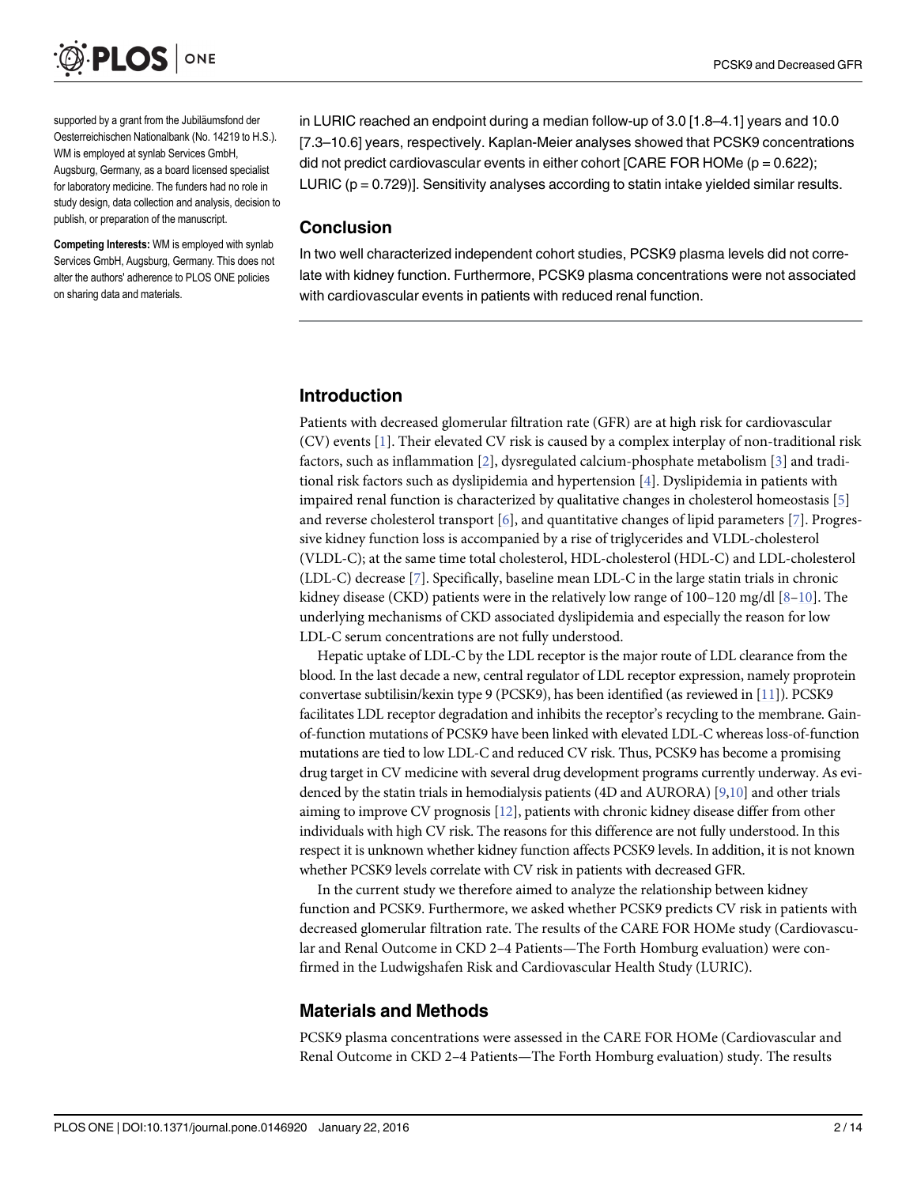supported by a grant from the Jubiläumsfond der Oesterreichischen Nationalbank (No. 14219 to H.S.). WM is employed at synlab Services GmbH, Augsburg, Germany, as a board licensed specialist for laboratory medicine. The funders had no role in study design, data collection and analysis, decision to publish, or preparation of the manuscript.

**Competing Interests:** WM is employed with synlab Services GmbH, Augsburg, Germany. This does not alter the authors' adherence to PLOS ONE policies on sharing data and materials.

in LURIC reached an endpoint during a median follow-up of 3.0 [1.8–4.1] years and 10.0 [7.3–10.6] years, respectively. Kaplan-Meier analyses showed that PCSK9 concentrations did not predict cardiovascular events in either cohort [CARE FOR HOMe ($p = 0.622$); LURIC ($p = 0.729$)]. Sensitivity analyses according to statin intake yielded similar results.

## Conclusion

In two well characterized independent cohort studies, PCSK9 plasma levels did not correlate with kidney function. Furthermore, PCSK9 plasma concentrations were not associated with cardiovascular events in patients with reduced renal function.

## Introduction

Patients with decreased glomerular filtration rate (GFR) are at high risk for cardiovascular (CV) events [1]. Their elevated CV risk is caused by a complex interplay of non-traditional risk factors, such as inflammation [2], dysregulated calcium-phosphate metabolism [3] and traditional risk factors such as dyslipidemia and hypertension [4]. Dyslipidemia in patients with impaired renal function is characterized by qualitative changes in cholesterol homeostasis [5] and reverse cholesterol transport [6], and quantitative changes of lipid parameters [7]. Progressive kidney function loss is accompanied by a rise of triglycerides and VLDL-cholesterol (VLDL-C); at the same time total cholesterol, HDL-cholesterol (HDL-C) and LDL-cholesterol (LDL-C) decrease [7]. Specifically, baseline mean LDL-C in the large statin trials in chronic kidney disease (CKD) patients were in the relatively low range of 100–120 mg/dl [8–10]. The underlying mechanisms of CKD associated dyslipidemia and especially the reason for low LDL-C serum concentrations are not fully understood.

Hepatic uptake of LDL-C by the LDL receptor is the major route of LDL clearance from the blood. In the last decade a new, central regulator of LDL receptor expression, namely proprotein convertase subtilisin/kexin type 9 (PCSK9), has been identified (as reviewed in [11]). PCSK9 facilitates LDL receptor degradation and inhibits the receptor's recycling to the membrane. Gain-of-function mutations of PCSK9 have been linked with elevated LDL-C whereas loss-of-function mutations are tied to low LDL-C and reduced CV risk. Thus, PCSK9 has become a promising drug target in CV medicine with several drug development programs currently underway. As evidenced by the statin trials in hemodialysis patients (4D and AURORA) [9,10] and other trials aiming to improve CV prognosis [12], patients with chronic kidney disease differ from other individuals with high CV risk. The reasons for this difference are not fully understood. In this respect it is unknown whether kidney function affects PCSK9 levels. In addition, it is not known whether PCSK9 levels correlate with CV risk in patients with decreased GFR.

In the current study we therefore aimed to analyze the relationship between kidney function and PCSK9. Furthermore, we asked whether PCSK9 predicts CV risk in patients with decreased glomerular filtration rate. The results of the CARE FOR HOMe study (Cardiovascular and Renal Outcome in CKD 2–4 Patients—The Forth Homburg evaluation) were confirmed in the Ludwigshafen Risk and Cardiovascular Health Study (LURIC).

## Materials and Methods

PCSK9 plasma concentrations were assessed in the CARE FOR HOMe (Cardiovascular and Renal Outcome in CKD 2–4 Patients—The Forth Homburg evaluation) study. The results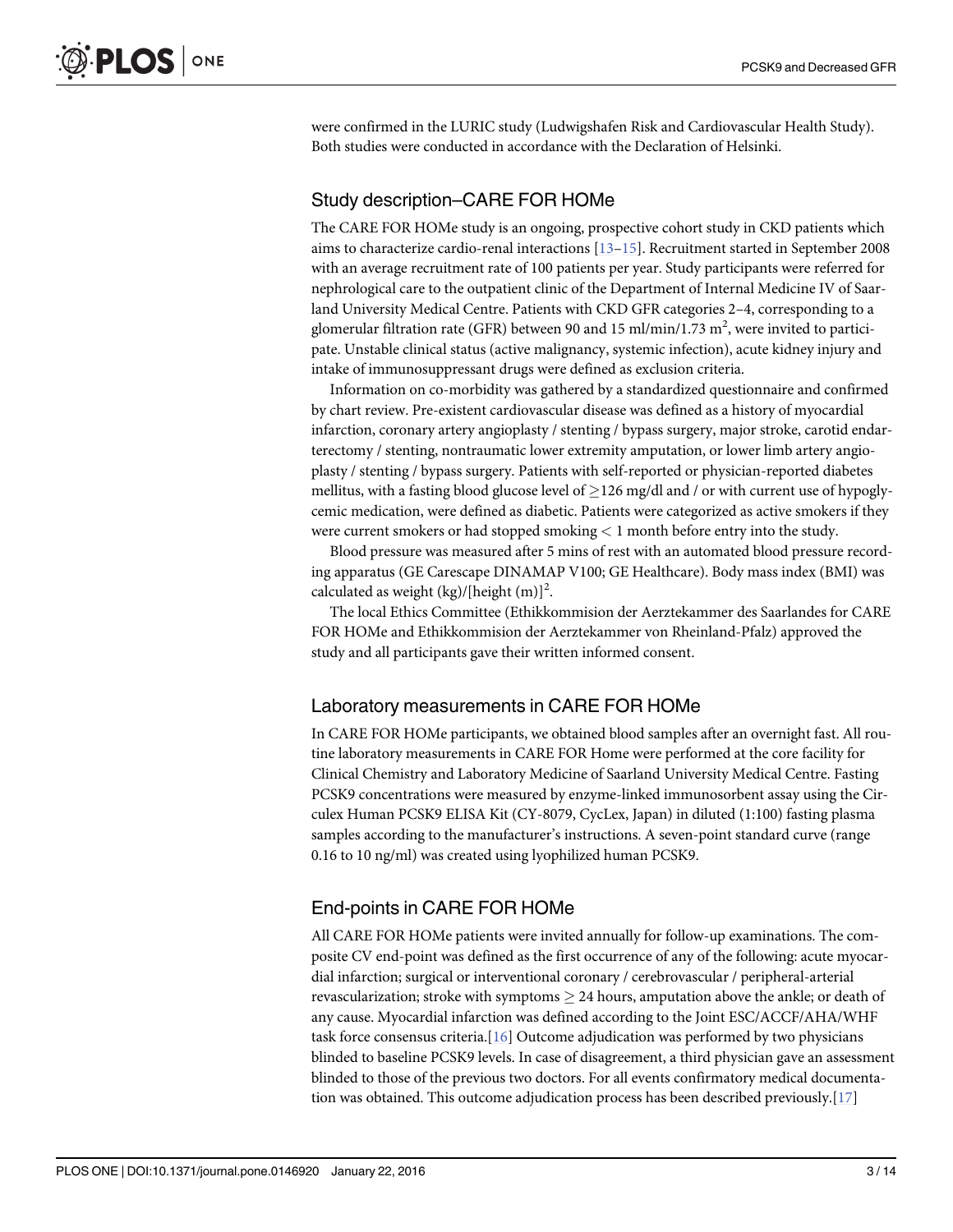were confirmed in the LURIC study (Ludwigshafen Risk and Cardiovascular Health Study). Both studies were conducted in accordance with the Declaration of Helsinki.

## Study description–CARE FOR HOMe

The CARE FOR HOMe study is an ongoing, prospective cohort study in CKD patients which aims to characterize cardio-renal interactions [13–15]. Recruitment started in September 2008 with an average recruitment rate of 100 patients per year. Study participants were referred for nephrological care to the outpatient clinic of the Department of Internal Medicine IV of Saarland University Medical Centre. Patients with CKD GFR categories 2–4, corresponding to a glomerular filtration rate (GFR) between 90 and 15 ml/min/1.73 $m^2$, were invited to participate. Unstable clinical status (active malignancy, systemic infection), acute kidney injury and intake of immunosuppressant drugs were defined as exclusion criteria.

Information on co-morbidity was gathered by a standardized questionnaire and confirmed by chart review. Pre-existent cardiovascular disease was defined as a history of myocardial infarction, coronary artery angioplasty / stenting / bypass surgery, major stroke, carotid endarterectomy / stenting, nontraumatic lower extremity amputation, or lower limb artery angioplasty / stenting / bypass surgery. Patients with self-reported or physician-reported diabetes mellitus, with a fasting blood glucose level of $\geq$126 mg/dl and / or with current use of hypoglycemic medication, were defined as diabetic. Patients were categorized as active smokers if they were current smokers or had stopped smoking $<$ 1 month before entry into the study.

Blood pressure was measured after 5 mins of rest with an automated blood pressure recording apparatus (GE Carescape DINAMAP V100; GE Healthcare). Body mass index (BMI) was calculated as weight (kg)/[height (m)]$^2$.

The local Ethics Committee (Ethikkommision der Aerztekammer des Saarlandes for CARE FOR HOMe and Ethikkommision der Aerztekammer von Rheinland-Pfalz) approved the study and all participants gave their written informed consent.

## Laboratory measurements in CARE FOR HOMe

In CARE FOR HOMe participants, we obtained blood samples after an overnight fast. All routine laboratory measurements in CARE FOR Home were performed at the core facility for Clinical Chemistry and Laboratory Medicine of Saarland University Medical Centre. Fasting PCSK9 concentrations were measured by enzyme-linked immunosorbent assay using the Circulex Human PCSK9 ELISA Kit (CY-8079, CycLex, Japan) in diluted (1:100) fasting plasma samples according to the manufacturer's instructions. A seven-point standard curve (range 0.16 to 10 ng/ml) was created using lyophilized human PCSK9.

## End-points in CARE FOR HOMe

All CARE FOR HOMe patients were invited annually for follow-up examinations. The composite CV end-point was defined as the first occurrence of any of the following: acute myocardial infarction; surgical or interventional coronary / cerebrovascular / peripheral-arterial revascularization; stroke with symptoms $\geq$ 24 hours, amputation above the ankle; or death of any cause. Myocardial infarction was defined according to the Joint ESC/ACCF/AHA/WHF task force consensus criteria.[16] Outcome adjudication was performed by two physicians blinded to baseline PCSK9 levels. In case of disagreement, a third physician gave an assessment blinded to those of the previous two doctors. For all events confirmatory medical documentation was obtained. This outcome adjudication process has been described previously.[17]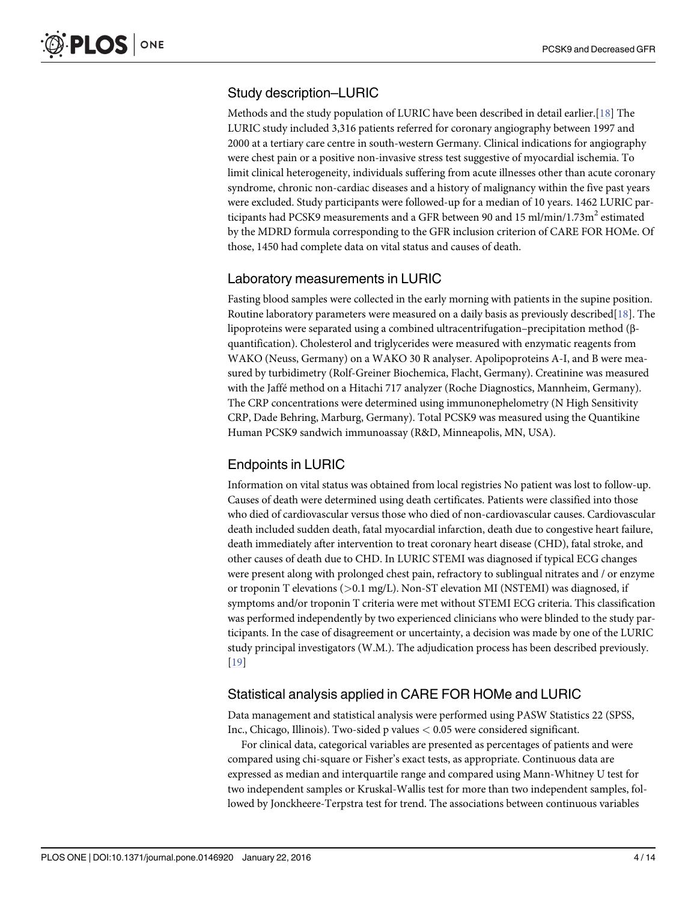## Study description–LURIC

Methods and the study population of LURIC have been described in detail earlier.[18] The LURIC study included 3,316 patients referred for coronary angiography between 1997 and 2000 at a tertiary care centre in south-western Germany. Clinical indications for angiography were chest pain or a positive non-invasive stress test suggestive of myocardial ischemia. To limit clinical heterogeneity, individuals suffering from acute illnesses other than acute coronary syndrome, chronic non-cardiac diseases and a history of malignancy within the five past years were excluded. Study participants were followed-up for a median of 10 years. 1462 LURIC participants had PCSK9 measurements and a GFR between 90 and 15 ml/min/1.73m$^2$ estimated by the MDRD formula corresponding to the GFR inclusion criterion of CARE FOR HOMe. Of those, 1450 had complete data on vital status and causes of death.

## Laboratory measurements in LURIC

Fasting blood samples were collected in the early morning with patients in the supine position. Routine laboratory parameters were measured on a daily basis as previously described[18]. The lipoproteins were separated using a combined ultracentrifugation–precipitation method (β-quantification). Cholesterol and triglycerides were measured with enzymatic reagents from WAKO (Neuss, Germany) on a WAKO 30 R analyser. Apolipoproteins A-I, and B were measured by turbidimetry (Rolf-Greiner Biochemica, Flacht, Germany). Creatinine was measured with the Jaffé method on a Hitachi 717 analyzer (Roche Diagnostics, Mannheim, Germany). The CRP concentrations were determined using immunonephelometry (N High Sensitivity CRP, Dade Behring, Marburg, Germany). Total PCSK9 was measured using the Quantikine Human PCSK9 sandwich immunoassay (R&D, Minneapolis, MN, USA).

## Endpoints in LURIC

Information on vital status was obtained from local registries No patient was lost to follow-up. Causes of death were determined using death certificates. Patients were classified into those who died of cardiovascular versus those who died of non-cardiovascular causes. Cardiovascular death included sudden death, fatal myocardial infarction, death due to congestive heart failure, death immediately after intervention to treat coronary heart disease (CHD), fatal stroke, and other causes of death due to CHD. In LURIC STEMI was diagnosed if typical ECG changes were present along with prolonged chest pain, refractory to sublingual nitrates and / or enzyme or troponin T elevations (>0.1 mg/L). Non-ST elevation MI (NSTEMI) was diagnosed, if symptoms and/or troponin T criteria were met without STEMI ECG criteria. This classification was performed independently by two experienced clinicians who were blinded to the study participants. In the case of disagreement or uncertainty, a decision was made by one of the LURIC study principal investigators (W.M.). The adjudication process has been described previously. [19]

## Statistical analysis applied in CARE FOR HOMe and LURIC

Data management and statistical analysis were performed using PASW Statistics 22 (SPSS, Inc., Chicago, Illinois). Two-sided p values $< 0.05$ were considered significant.

For clinical data, categorical variables are presented as percentages of patients and were compared using chi-square or Fisher's exact tests, as appropriate. Continuous data are expressed as median and interquartile range and compared using Mann-Whitney U test for two independent samples or Kruskal-Wallis test for more than two independent samples, followed by Jonckheere-Terpstra test for trend. The associations between continuous variables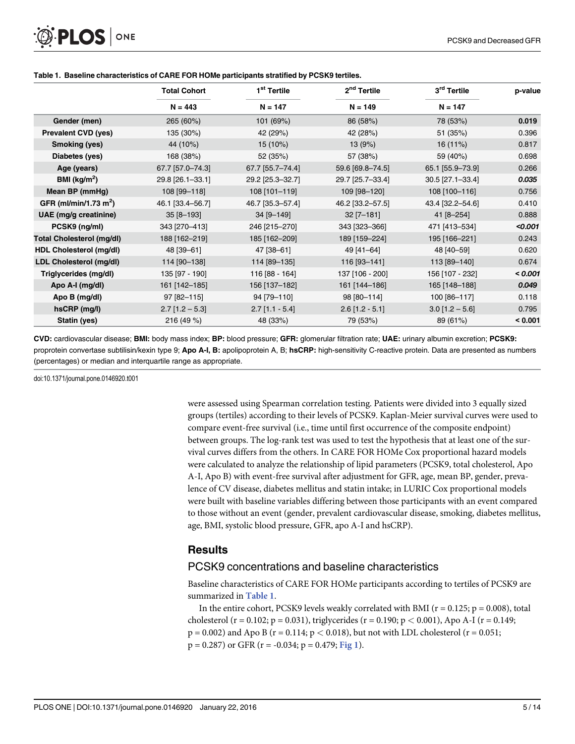**Table 1. Baseline characteristics of CARE FOR HOMe participants stratified by PCSK9 tertiles.**

| | Total Cohort | 1[st] Tertile | 2[nd] Tertile | 3[rd] Tertile | p-value |
|---|---|---|---|---|---|
| | N = 443 | N = 147 | N = 149 | N = 147 | |
| **Gender (men)** | 265 (60%) | 101 (69%) | 86 (58%) | 78 (53%) | **0.019** |
| **Prevalent CVD (yes)** | 135 (30%) | 42 (29%) | 42 (28%) | 51 (35%) | 0.396 |
| **Smoking (yes)** | 44 (10%) | 15 (10%) | 13 (9%) | 16 (11%) | 0.817 |
| **Diabetes (yes)** | 168 (38%) | 52 (35%) | 57 (38%) | 59 (40%) | 0.698 |
| **Age (years)** | 67.7 [57.0–74.3] | 67.7 [55.7–74.4] | 59.6 [69.8–74.5] | 65.1 [55.9–73.9] | 0.266 |
| **BMI (kg/m$^2$)** | 29.8 [26.1–33.1] | 29.2 [25.3–32.7] | 29.7 [25.7–33.4] | 30.5 [27.1–33.4] | ***0.035*** |
| **Mean BP (mmHg)** | 108 [99–118] | 108 [101–119] | 109 [98–120] | 108 [100–116] | 0.756 |
| **GFR (ml/min/1.73 m$^2$)** | 46.1 [33.4–56.7] | 46.7 [35.3–57.4] | 46.2 [33.2–57.5] | 43.4 [32.2–54.6] | 0.410 |
| **UAE (mg/g creatinine)** | 35 [8–193] | 34 [9–149] | 32 [7–181] | 41 [8–254] | 0.888 |
| **PCSK9 (ng/ml)** | 343 [270–413] | 246 [215–270] | 343 [323–366] | 471 [413–534] | ***<0.001*** |
| **Total Cholesterol (mg/dl)** | 188 [162–219] | 185 [162–209] | 189 [159–224] | 195 [166–221] | 0.243 |
| **HDL Cholesterol (mg/dl)** | 48 [39–61] | 47 [38–61] | 49 [41–64] | 48 [40–59] | 0.620 |
| **LDL Cholesterol (mg/dl)** | 114 [90–138] | 114 [89–135] | 116 [93–141] | 113 [89–140] | 0.674 |
| **Triglycerides (mg/dl)** | 135 [97 - 190] | 116 [88 - 164] | 137 [106 - 200] | 156 [107 - 232] | ***< 0.001*** |
| **Apo A-I (mg/dl)** | 161 [142–185] | 156 [137–182] | 161 [144–186] | 165 [148–188] | ***0.049*** |
| **Apo B (mg/dl)** | 97 [82–115] | 94 [79–110] | 98 [80–114] | 100 [86–117] | 0.118 |
| **hsCRP (mg/l)** | 2.7 [1.2 – 5.3] | 2.7 [1.1 - 5.4] | 2.6 [1.2 - 5.1] | 3.0 [1.2 – 5.6] | 0.795 |
| **Statin (yes)** | 216 (49 %) | 48 (33%) | 79 (53%) | 89 (61%) | **< 0.001** |

**CVD:** cardiovascular disease; **BMI:** body mass index; **BP:** blood pressure; **GFR:** glomerular filtration rate; **UAE:** urinary albumin excretion; **PCSK9:** proprotein convertase subtilisin/kexin type 9; **Apo A-I, B:** apolipoprotein A, B; **hsCRP:** high-sensitivity C-reactive protein. Data are presented as numbers (percentages) or median and interquartile range as appropriate.

doi:10.1371/journal.pone.0146920.t001

were assessed using Spearman correlation testing. Patients were divided into 3 equally sized groups (tertiles) according to their levels of PCSK9. Kaplan-Meier survival curves were used to compare event-free survival (i.e., time until first occurrence of the composite endpoint) between groups. The log-rank test was used to test the hypothesis that at least one of the survival curves differs from the others. In CARE FOR HOMe Cox proportional hazard models were calculated to analyze the relationship of lipid parameters (PCSK9, total cholesterol, Apo A-I, Apo B) with event-free survival after adjustment for GFR, age, mean BP, gender, prevalence of CV disease, diabetes mellitus and statin intake; in LURIC Cox proportional models were built with baseline variables differing between those participants with an event compared to those without an event (gender, prevalent cardiovascular disease, smoking, diabetes mellitus, age, BMI, systolic blood pressure, GFR, apo A-I and hsCRP).

## Results

### PCSK9 concentrations and baseline characteristics

Baseline characteristics of CARE FOR HOMe participants according to tertiles of PCSK9 are summarized in Table 1.

In the entire cohort, PCSK9 levels weakly correlated with BMI ($r = 0.125$; $p = 0.008$), total cholesterol ($r = 0.102$; $p = 0.031$), triglycerides ($r = 0.190$; $p < 0.001$), Apo A-I ($r = 0.149$; $p = 0.002$) and Apo B ($r = 0.114$; $p < 0.018$), but not with LDL cholesterol ($r = 0.051$; $p = 0.287$) or GFR ($r = -0.034$; $p = 0.479$; Fig 1).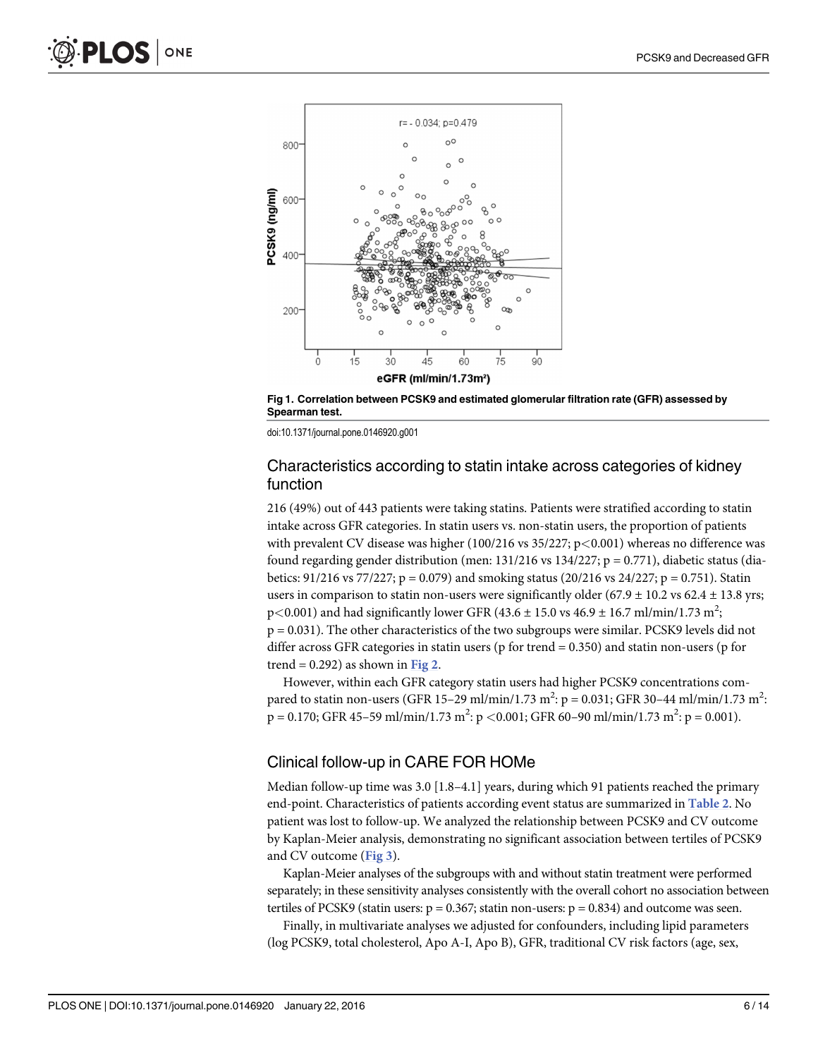Fig 1. Correlation between PCSK9 and estimated glomerular filtration rate (GFR) assessed by Spearman test.

doi:10.1371/journal.pone.0146920.g001

## Characteristics according to statin intake across categories of kidney function

216 (49%) out of 443 patients were taking statins. Patients were stratified according to statin intake across GFR categories. In statin users vs. non-statin users, the proportion of patients with prevalent CV disease was higher (100/216 vs 35/227; $p<0.001$) whereas no difference was found regarding gender distribution (men: 131/216 vs 134/227; $p = 0.771$), diabetic status (diabetics: 91/216 vs 77/227; $p = 0.079$) and smoking status (20/216 vs 24/227; $p = 0.751$). Statin users in comparison to statin non-users were significantly older ($67.9 \pm 10.2$ vs $62.4 \pm 13.8$ yrs; $p<0.001$) and had significantly lower GFR ($43.6 \pm 15.0$ vs $46.9 \pm 16.7$ ml/min/1.73 $m^2$; $p = 0.031$). The other characteristics of the two subgroups were similar. PCSK9 levels did not differ across GFR categories in statin users (p for trend = 0.350) and statin non-users (p for trend = 0.292) as shown in Fig 2.

However, within each GFR category statin users had higher PCSK9 concentrations compared to statin non-users (GFR 15–29 ml/min/1.73 $m^2$: $p = 0.031$; GFR 30–44 ml/min/1.73 $m^2$: $p = 0.170$; GFR 45–59 ml/min/1.73 $m^2$: $p <0.001$; GFR 60–90 ml/min/1.73 $m^2$: $p = 0.001$).

## Clinical follow-up in CARE FOR HOMe

Median follow-up time was 3.0 [1.8–4.1] years, during which 91 patients reached the primary end-point. Characteristics of patients according event status are summarized in Table 2. No patient was lost to follow-up. We analyzed the relationship between PCSK9 and CV outcome by Kaplan-Meier analysis, demonstrating no significant association between tertiles of PCSK9 and CV outcome (Fig 3).

Kaplan-Meier analyses of the subgroups with and without statin treatment were performed separately; in these sensitivity analyses consistently with the overall cohort no association between tertiles of PCSK9 (statin users: $p = 0.367$; statin non-users: $p = 0.834$) and outcome was seen.

Finally, in multivariate analyses we adjusted for confounders, including lipid parameters (log PCSK9, total cholesterol, Apo A-I, Apo B), GFR, traditional CV risk factors (age, sex,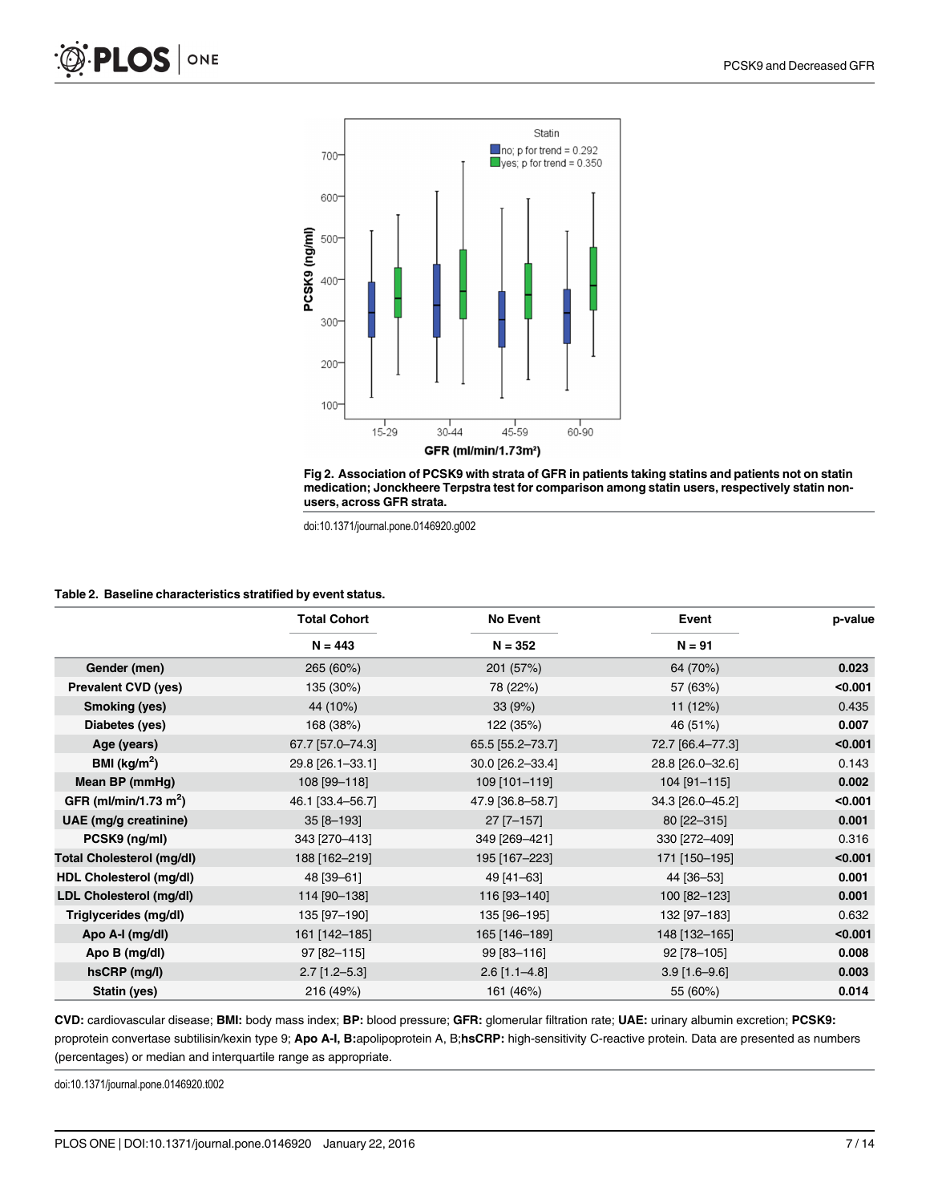**Fig 2. Association of PCSK9 with strata of GFR in patients taking statins and patients not on statin medication; Jonckheere Terpstra test for comparison among statin users, respectively statin non-users, across GFR strata.**

doi:10.1371/journal.pone.0146920.g002

**Table 2. Baseline characteristics stratified by event status.**

| | Total Cohort | No Event | Event | p-value |
|---|---|---|---|---|
| | N = 443 | N = 352 | N = 91 | |
| Gender (men) | 265 (60%) | 201 (57%) | 64 (70%) | **0.023** |
| Prevalent CVD (yes) | 135 (30%) | 78 (22%) | 57 (63%) | **<0.001** |
| Smoking (yes) | 44 (10%) | 33 (9%) | 11 (12%) | 0.435 |
| Diabetes (yes) | 168 (38%) | 122 (35%) | 46 (51%) | **0.007** |
| Age (years) | 67.7 [57.0–74.3] | 65.5 [55.2–73.7] | 72.7 [66.4–77.3] | **<0.001** |
| BMI (kg/m$^2$) | 29.8 [26.1–33.1] | 30.0 [26.2–33.4] | 28.8 [26.0–32.6] | 0.143 |
| Mean BP (mmHg) | 108 [99–118] | 109 [101–119] | 104 [91–115] | **0.002** |
| GFR (ml/min/1.73 m$^2$) | 46.1 [33.4–56.7] | 47.9 [36.8–58.7] | 34.3 [26.0–45.2] | **<0.001** |
| UAE (mg/g creatinine) | 35 [8–193] | 27 [7–157] | 80 [22–315] | **0.001** |
| PCSK9 (ng/ml) | 343 [270–413] | 349 [269–421] | 330 [272–409] | 0.316 |
| Total Cholesterol (mg/dl) | 188 [162–219] | 195 [167–223] | 171 [150–195] | **<0.001** |
| HDL Cholesterol (mg/dl) | 48 [39–61] | 49 [41–63] | 44 [36–53] | **0.001** |
| LDL Cholesterol (mg/dl) | 114 [90–138] | 116 [93–140] | 100 [82–123] | **0.001** |
| Triglycerides (mg/dl) | 135 [97–190] | 135 [96–195] | 132 [97–183] | 0.632 |
| Apo A-I (mg/dl) | 161 [142–185] | 165 [146–189] | 148 [132–165] | **<0.001** |
| Apo B (mg/dl) | 97 [82–115] | 99 [83–116] | 92 [78–105] | **0.008** |
| hsCRP (mg/l) | 2.7 [1.2–5.3] | 2.6 [1.1–4.8] | 3.9 [1.6–9.6] | **0.003** |
| Statin (yes) | 216 (49%) | 161 (46%) | 55 (60%) | **0.014** |

**CVD:** cardiovascular disease; **BMI:** body mass index; **BP:** blood pressure; **GFR:** glomerular filtration rate; **UAE:** urinary albumin excretion; **PCSK9:** proprotein convertase subtilisin/kexin type 9; **Apo A-I, B:** apolipoprotein A, B; **hsCRP:** high-sensitivity C-reactive protein. Data are presented as numbers (percentages) or median and interquartile range as appropriate.

doi:10.1371/journal.pone.0146920.t002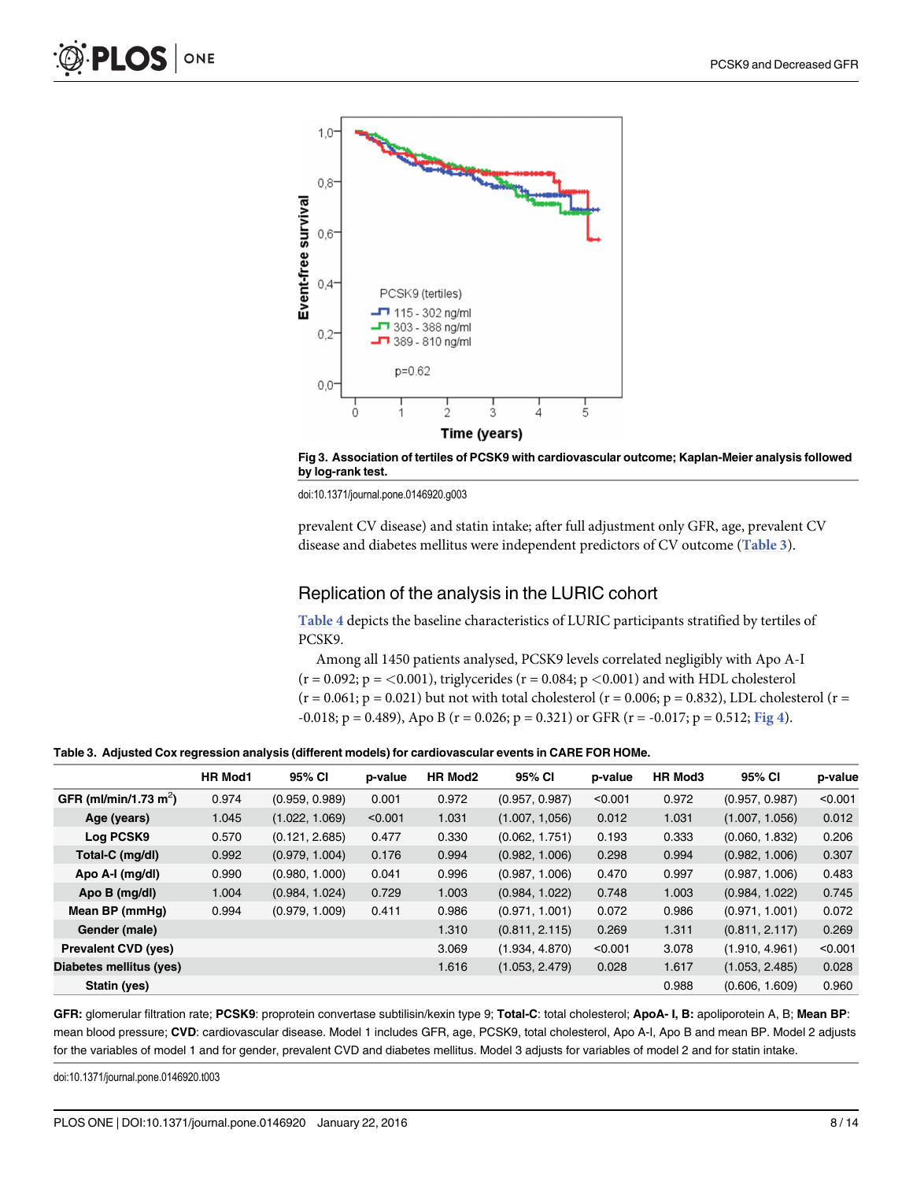Fig 3. Association of tertiles of PCSK9 with cardiovascular outcome; Kaplan-Meier analysis followed by log-rank test.

doi:10.1371/journal.pone.0146920.g003

prevalent CV disease) and statin intake; after full adjustment only GFR, age, prevalent CV disease and diabetes mellitus were independent predictors of CV outcome (Table 3).

## Replication of the analysis in the LURIC cohort

Table 4 depicts the baseline characteristics of LURIC participants stratified by tertiles of PCSK9.

Among all 1450 patients analysed, PCSK9 levels correlated negligibly with Apo A-I ($r = 0.092$; $p = <0.001$), triglycerides ($r = 0.084$; $p < 0.001$) and with HDL cholesterol ($r = 0.061$; $p = 0.021$) but not with total cholesterol ($r = 0.006$; $p = 0.832$), LDL cholesterol ($r = -0.018$; $p = 0.489$), Apo B ($r = 0.026$; $p = 0.321$) or GFR ($r = -0.017$; $p = 0.512$; Fig 4).

**Table 3. Adjusted Cox regression analysis (different models) for cardiovascular events in CARE FOR HOMe.**

| | HR Mod1 | 95% CI | p-value | HR Mod2 | 95% CI | p-value | HR Mod3 | 95% CI | p-value |
|---|---|---|---|---|---|---|---|---|---|
| GFR (ml/min/1.73 m$^2$) | 0.974 | (0.959, 0.989) | 0.001 | 0.972 | (0.957, 0.987) | <0.001 | 0.972 | (0.957, 0.987) | <0.001 |
| Age (years) | 1.045 | (1.022, 1.069) | <0.001 | 1.031 | (1.007, 1,056) | 0.012 | 1.031 | (1.007, 1.056) | 0.012 |
| Log PCSK9 | 0.570 | (0.121, 2.685) | 0.477 | 0.330 | (0.062, 1.751) | 0.193 | 0.333 | (0.060, 1.832) | 0.206 |
| Total-C (mg/dl) | 0.992 | (0.979, 1.004) | 0.176 | 0.994 | (0.982, 1.006) | 0.298 | 0.994 | (0.982, 1.006) | 0.307 |
| Apo A-I (mg/dl) | 0.990 | (0.980, 1.000) | 0.041 | 0.996 | (0.987, 1.006) | 0.470 | 0.997 | (0.987, 1.006) | 0.483 |
| Apo B (mg/dl) | 1.004 | (0.984, 1.024) | 0.729 | 1.003 | (0.984, 1.022) | 0.748 | 1.003 | (0.984, 1.022) | 0.745 |
| Mean BP (mmHg) | 0.994 | (0.979, 1.009) | 0.411 | 0.986 | (0.971, 1.001) | 0.072 | 0.986 | (0.971, 1.001) | 0.072 |
| Gender (male) | | | | 1.310 | (0.811, 2.115) | 0.269 | 1.311 | (0.811, 2.117) | 0.269 |
| Prevalent CVD (yes) | | | | 3.069 | (1.934, 4.870) | <0.001 | 3.078 | (1.910, 4.961) | <0.001 |
| Diabetes mellitus (yes) | | | | 1.616 | (1.053, 2.479) | 0.028 | 1.617 | (1.053, 2.485) | 0.028 |
| Statin (yes) | | | | | | | 0.988 | (0.606, 1.609) | 0.960 |

**GFR:** glomerular filtration rate; **PCSK9**: proprotein convertase subtilisin/kexin type 9; **Total-C**: total cholesterol; **ApoA- I, B:** apoliporotein A, B; **Mean BP**: mean blood pressure; **CVD**: cardiovascular disease. Model 1 includes GFR, age, PCSK9, total cholesterol, Apo A-I, Apo B and mean BP. Model 2 adjusts for the variables of model 1 and for gender, prevalent CVD and diabetes mellitus. Model 3 adjusts for variables of model 2 and for statin intake.

doi:10.1371/journal.pone.0146920.t003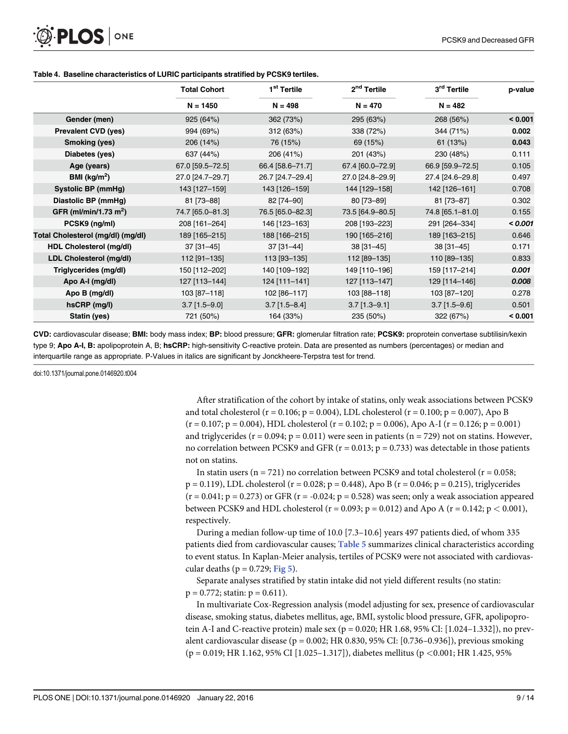**Table 4. Baseline characteristics of LURIC participants stratified by PCSK9 tertiles.**

| | Total Cohort | 1[st] Tertile | 2[nd] Tertile | 3[rd] Tertile | p-value |
|---|---|---|---|---|---|
| | N = 1450 | N = 498 | N = 470 | N = 482 | |
| **Gender (men)** | 925 (64%) | 362 (73%) | 295 (63%) | 268 (56%) | **< 0.001** |
| **Prevalent CVD (yes)** | 994 (69%) | 312 (63%) | 338 (72%) | 344 (71%) | **0.002** |
| **Smoking (yes)** | 206 (14%) | 76 (15%) | 69 (15%) | 61 (13%) | **0.043** |
| **Diabetes (yes)** | 637 (44%) | 206 (41%) | 201 (43%) | 230 (48%) | 0.111 |
| **Age (years)** | 67.0 [59.5–72.5] | 66.4 [58.6–71.7] | 67.4 [60.0–72.9] | 66.9 [59.9–72.5] | 0.105 |
| **BMI (kg/m$^2$)** | 27.0 [24.7–29.7] | 26.7 [24.7–29.4] | 27.0 [24.8–29.9] | 27.4 [24.6–29.8] | 0.497 |
| **Systolic BP (mmHg)** | 143 [127–159] | 143 [126–159] | 144 [129–158] | 142 [126–161] | 0.708 |
| **Diastolic BP (mmHg)** | 81 [73–88] | 82 [74–90] | 80 [73–89] | 81 [73–87] | 0.302 |
| **GFR (ml/min/1.73 m$^2$)** | 74.7 [65.0–81.3] | 76.5 [65.0–82.3] | 73.5 [64.9–80.5] | 74.8 [65.1–81.0] | 0.155 |
| **PCSK9 (ng/ml)** | 208 [161–264] | 146 [123–163] | 208 [193–223] | 291 [264–334] | ***< 0.001*** |
| **Total Cholesterol (mg/dl) (mg/dl)** | 189 [165–215] | 188 [166–215] | 190 [165–216] | 189 [163–215] | 0.646 |
| **HDL Cholesterol (mg/dl)** | 37 [31–45] | 37 [31–44] | 38 [31–45] | 38 [31–45] | 0.171 |
| **LDL Cholesterol (mg/dl)** | 112 [91–135] | 113 [93–135] | 112 [89–135] | 110 [89–135] | 0.833 |
| **Triglycerides (mg/dl)** | 150 [112–202] | 140 [109–192] | 149 [110–196] | 159 [117–214] | ***0.001*** |
| **Apo A-I (mg/dl)** | 127 [113–144] | 124 [111–141] | 127 [113–147] | 129 [114–146] | ***0.008*** |
| **Apo B (mg/dl)** | 103 [87–118] | 102 [86–117] | 103 [88–118] | 103 [87–120] | 0.278 |
| **hsCRP (mg/l)** | 3.7 [1.5–9.0] | 3.7 [1.5–8.4] | 3.7 [1.3–9.1] | 3.7 [1.5–9.6] | 0.501 |
| **Statin (yes)** | 721 (50%) | 164 (33%) | 235 (50%) | 322 (67%) | **< 0.001** |

**CVD:** cardiovascular disease; **BMI:** body mass index; **BP:** blood pressure; **GFR:** glomerular filtration rate; **PCSK9:** proprotein convertase subtilisin/kexin type 9; **Apo A-I, B:** apolipoprotein A, B; **hsCRP:** high-sensitivity C-reactive protein. Data are presented as numbers (percentages) or median and interquartile range as appropriate. P-Values in italics are significant by Jonckheere-Terpstra test for trend.

doi:10.1371/journal.pone.0146920.t004

After stratification of the cohort by intake of statins, only weak associations between PCSK9 and total cholesterol ($r = 0.106$; $p = 0.004$), LDL cholesterol ($r = 0.100$; $p = 0.007$), Apo B ($r = 0.107$; $p = 0.004$), HDL cholesterol ($r = 0.102$; $p = 0.006$), Apo A-I ($r = 0.126$; $p = 0.001$) and triglycerides ($r = 0.094$; $p = 0.011$) were seen in patients ($n = 729$) not on statins. However, no correlation between PCSK9 and GFR ($r = 0.013$; $p = 0.733$) was detectable in those patients not on statins.

In statin users ($n = 721$) no correlation between PCSK9 and total cholesterol ($r = 0.058$; $p = 0.119$), LDL cholesterol ($r = 0.028$; $p = 0.448$), Apo B ($r = 0.046$; $p = 0.215$), triglycerides ($r = 0.041$; $p = 0.273$) or GFR ($r = -0.024$; $p = 0.528$) was seen; only a weak association appeared between PCSK9 and HDL cholesterol ($r = 0.093$; $p = 0.012$) and Apo A ($r = 0.142$; $p < 0.001$), respectively.

During a median follow-up time of 10.0 [7.3–10.6] years 497 patients died, of whom 335 patients died from cardiovascular causes; Table 5 summarizes clinical characteristics according to event status. In Kaplan-Meier analysis, tertiles of PCSK9 were not associated with cardiovascular deaths ($p = 0.729$; Fig 5).

Separate analyses stratified by statin intake did not yield different results (no statin: $p = 0.772$; statin: $p = 0.611$).

In multivariate Cox-Regression analysis (model adjusting for sex, presence of cardiovascular disease, smoking status, diabetes mellitus, age, BMI, systolic blood pressure, GFR, apolipoprotein A-I and C-reactive protein) male sex ($p = 0.020$; HR 1.68, 95% CI: [1.024–1.332]), no prevalent cardiovascular disease ($p = 0.002$; HR 0.830, 95% CI: [0.736–0.936]), previous smoking ($p = 0.019$; HR 1.162, 95% CI [1.025–1.317]), diabetes mellitus ($p < 0.001$; HR 1.425, 95%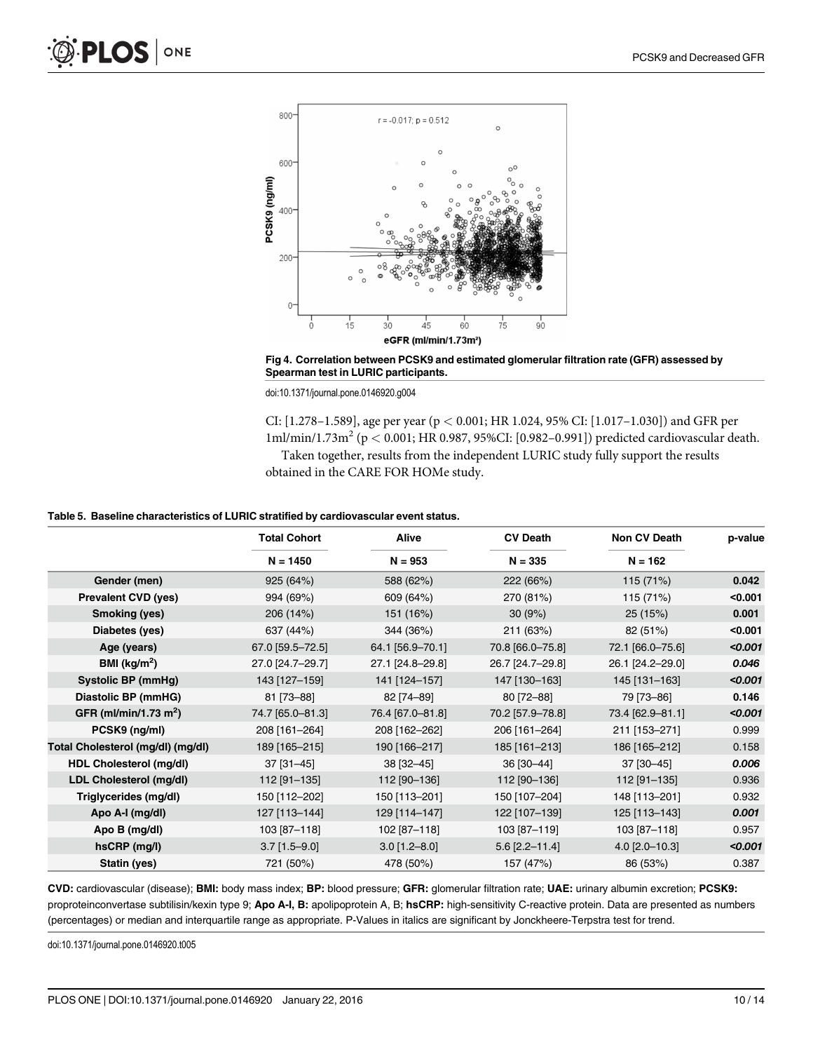Fig 4. Correlation between PCSK9 and estimated glomerular filtration rate (GFR) assessed by Spearman test in LURIC participants.

doi:10.1371/journal.pone.0146920.g004

CI: [1.278–1.589], age per year ($p < 0.001$; HR 1.024, 95% CI: [1.017–1.030]) and GFR per 1ml/min/1.73m$^2$ ($p < 0.001$; HR 0.987, 95%CI: [0.982–0.991]) predicted cardiovascular death.

Taken together, results from the independent LURIC study fully support the results obtained in the CARE FOR HOMe study.

**Table 5. Baseline characteristics of LURIC stratified by cardiovascular event status.**

| | Total Cohort | Alive | CV Death | Non CV Death | p-value |
|---|---|---|---|---|---|
| | N = 1450 | N = 953 | N = 335 | N = 162 | |
| Gender (men) | 925 (64%) | 588 (62%) | 222 (66%) | 115 (71%) | **0.042** |
| Prevalent CVD (yes) | 994 (69%) | 609 (64%) | 270 (81%) | 115 (71%) | **<0.001** |
| Smoking (yes) | 206 (14%) | 151 (16%) | 30 (9%) | 25 (15%) | **0.001** |
| Diabetes (yes) | 637 (44%) | 344 (36%) | 211 (63%) | 82 (51%) | **<0.001** |
| Age (years) | 67.0 [59.5–72.5] | 64.1 [56.9–70.1] | 70.8 [66.0–75.8] | 72.1 [66.0–75.6] | ***<0.001*** |
| BMI (kg/m$^2$) | 27.0 [24.7–29.7] | 27.1 [24.8–29.8] | 26.7 [24.7–29.8] | 26.1 [24.2–29.0] | ***0.046*** |
| Systolic BP (mmHg) | 143 [127–159] | 141 [124–157] | 147 [130–163] | 145 [131–163] | ***<0.001*** |
| Diastolic BP (mmHG) | 81 [73–88] | 82 [74–89] | 80 [72–88] | 79 [73–86] | **0.146** |
| GFR (ml/min/1.73 m$^2$) | 74.7 [65.0–81.3] | 76.4 [67.0–81.8] | 70.2 [57.9–78.8] | 73.4 [62.9–81.1] | ***<0.001*** |
| PCSK9 (ng/ml) | 208 [161–264] | 208 [162–262] | 206 [161–264] | 211 [153–271] | 0.999 |
| Total Cholesterol (mg/dl) (mg/dl) | 189 [165–215] | 190 [166–217] | 185 [161–213] | 186 [165–212] | 0.158 |
| HDL Cholesterol (mg/dl) | 37 [31–45] | 38 [32–45] | 36 [30–44] | 37 [30–45] | ***0.006*** |
| LDL Cholesterol (mg/dl) | 112 [91–135] | 112 [90–136] | 112 [90–136] | 112 [91–135] | 0.936 |
| Triglycerides (mg/dl) | 150 [112–202] | 150 [113–201] | 150 [107–204] | 148 [113–201] | 0.932 |
| Apo A-I (mg/dl) | 127 [113–144] | 129 [114–147] | 122 [107–139] | 125 [113–143] | ***0.001*** |
| Apo B (mg/dl) | 103 [87–118] | 102 [87–118] | 103 [87–119] | 103 [87–118] | 0.957 |
| hsCRP (mg/l) | 3.7 [1.5–9.0] | 3.0 [1.2–8.0] | 5.6 [2.2–11.4] | 4.0 [2.0–10.3] | ***<0.001*** |
| Statin (yes) | 721 (50%) | 478 (50%) | 157 (47%) | 86 (53%) | 0.387 |

**CVD:** cardiovascular (disease); **BMI:** body mass index; **BP:** blood pressure; **GFR:** glomerular filtration rate; **UAE:** urinary albumin excretion; **PCSK9:** proproteinconvertase subtilisin/kexin type 9; **Apo A-I, B:** apolipoprotein A, B; **hsCRP:** high-sensitivity C-reactive protein. Data are presented as numbers (percentages) or median and interquartile range as appropriate. P-Values in italics are significant by Jonckheere-Terpstra test for trend.

doi:10.1371/journal.pone.0146920.t005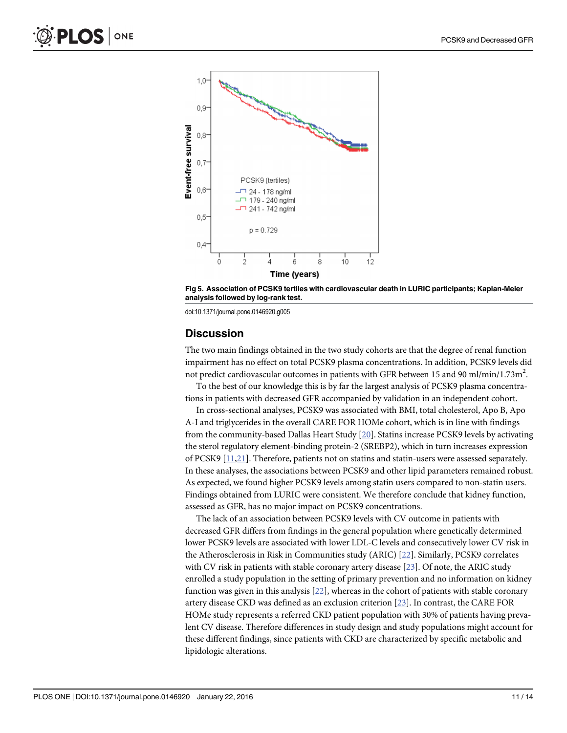Fig 5. Association of PCSK9 tertiles with cardiovascular death in LURIC participants; Kaplan-Meier analysis followed by log-rank test.

doi:10.1371/journal.pone.0146920.g005

## Discussion

The two main findings obtained in the two study cohorts are that the degree of renal function impairment has no effect on total PCSK9 plasma concentrations. In addition, PCSK9 levels did not predict cardiovascular outcomes in patients with GFR between 15 and 90 ml/min/1.73m$^2$.

To the best of our knowledge this is by far the largest analysis of PCSK9 plasma concentrations in patients with decreased GFR accompanied by validation in an independent cohort.

In cross-sectional analyses, PCSK9 was associated with BMI, total cholesterol, Apo B, Apo A-I and triglycerides in the overall CARE FOR HOMe cohort, which is in line with findings from the community-based Dallas Heart Study [20]. Statins increase PCSK9 levels by activating the sterol regulatory element-binding protein-2 (SREBP2), which in turn increases expression of PCSK9 [11,21]. Therefore, patients not on statins and statin-users were assessed separately. In these analyses, the associations between PCSK9 and other lipid parameters remained robust. As expected, we found higher PCSK9 levels among statin users compared to non-statin users. Findings obtained from LURIC were consistent. We therefore conclude that kidney function, assessed as GFR, has no major impact on PCSK9 concentrations.

The lack of an association between PCSK9 levels with CV outcome in patients with decreased GFR differs from findings in the general population where genetically determined lower PCSK9 levels are associated with lower LDL-C levels and consecutively lower CV risk in the Atherosclerosis in Risk in Communities study (ARIC) [22]. Similarly, PCSK9 correlates with CV risk in patients with stable coronary artery disease [23]. Of note, the ARIC study enrolled a study population in the setting of primary prevention and no information on kidney function was given in this analysis [22], whereas in the cohort of patients with stable coronary artery disease CKD was defined as an exclusion criterion [23]. In contrast, the CARE FOR HOMe study represents a referred CKD patient population with 30% of patients having prevalent CV disease. Therefore differences in study design and study populations might account for these different findings, since patients with CKD are characterized by specific metabolic and lipidologic alterations.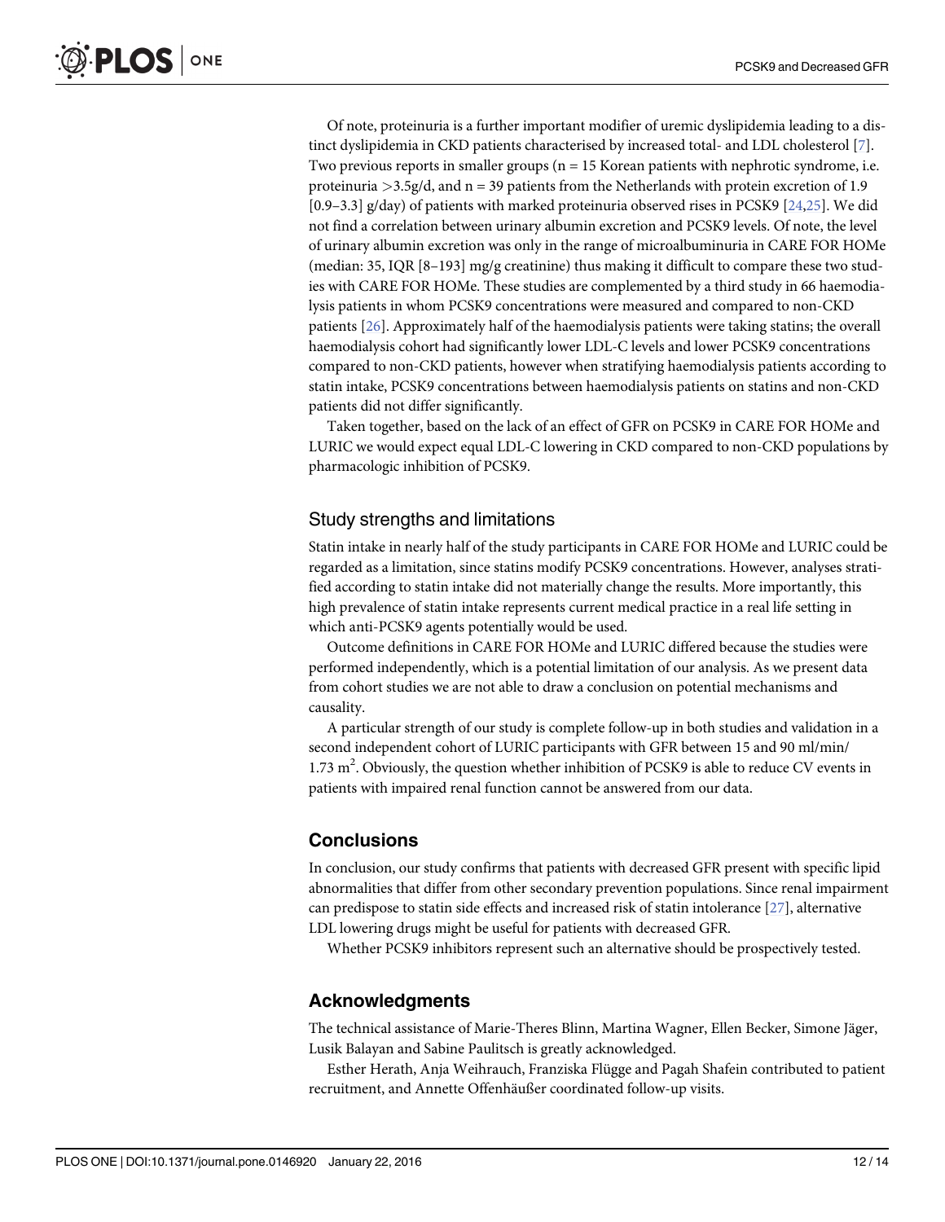Of note, proteinuria is a further important modifier of uremic dyslipidemia leading to a distinct dyslipidemia in CKD patients characterised by increased total- and LDL cholesterol [7]. Two previous reports in smaller groups (n = 15 Korean patients with nephrotic syndrome, i.e. proteinuria >3.5g/d, and n = 39 patients from the Netherlands with protein excretion of 1.9 [0.9–3.3] g/day) of patients with marked proteinuria observed rises in PCSK9 [24,25]. We did not find a correlation between urinary albumin excretion and PCSK9 levels. Of note, the level of urinary albumin excretion was only in the range of microalbuminuria in CARE FOR HOMe (median: 35, IQR [8–193] mg/g creatinine) thus making it difficult to compare these two studies with CARE FOR HOMe. These studies are complemented by a third study in 66 haemodialysis patients in whom PCSK9 concentrations were measured and compared to non-CKD patients [26]. Approximately half of the haemodialysis patients were taking statins; the overall haemodialysis cohort had significantly lower LDL-C levels and lower PCSK9 concentrations compared to non-CKD patients, however when stratifying haemodialysis patients according to statin intake, PCSK9 concentrations between haemodialysis patients on statins and non-CKD patients did not differ significantly.

Taken together, based on the lack of an effect of GFR on PCSK9 in CARE FOR HOMe and LURIC we would expect equal LDL-C lowering in CKD compared to non-CKD populations by pharmacologic inhibition of PCSK9.

### Study strengths and limitations

Statin intake in nearly half of the study participants in CARE FOR HOMe and LURIC could be regarded as a limitation, since statins modify PCSK9 concentrations. However, analyses stratified according to statin intake did not materially change the results. More importantly, this high prevalence of statin intake represents current medical practice in a real life setting in which anti-PCSK9 agents potentially would be used.

Outcome definitions in CARE FOR HOMe and LURIC differed because the studies were performed independently, which is a potential limitation of our analysis. As we present data from cohort studies we are not able to draw a conclusion on potential mechanisms and causality.

A particular strength of our study is complete follow-up in both studies and validation in a second independent cohort of LURIC participants with GFR between 15 and 90 ml/min/1.73 $m^2$. Obviously, the question whether inhibition of PCSK9 is able to reduce CV events in patients with impaired renal function cannot be answered from our data.

## Conclusions

In conclusion, our study confirms that patients with decreased GFR present with specific lipid abnormalities that differ from other secondary prevention populations. Since renal impairment can predispose to statin side effects and increased risk of statin intolerance [27], alternative LDL lowering drugs might be useful for patients with decreased GFR.

Whether PCSK9 inhibitors represent such an alternative should be prospectively tested.

## Acknowledgments

The technical assistance of Marie-Theres Blinn, Martina Wagner, Ellen Becker, Simone Jäger, Lusik Balayan and Sabine Paulitsch is greatly acknowledged.

Esther Herath, Anja Weihrauch, Franziska Flügge and Pagah Shafein contributed to patient recruitment, and Annette Offenhäußer coordinated follow-up visits.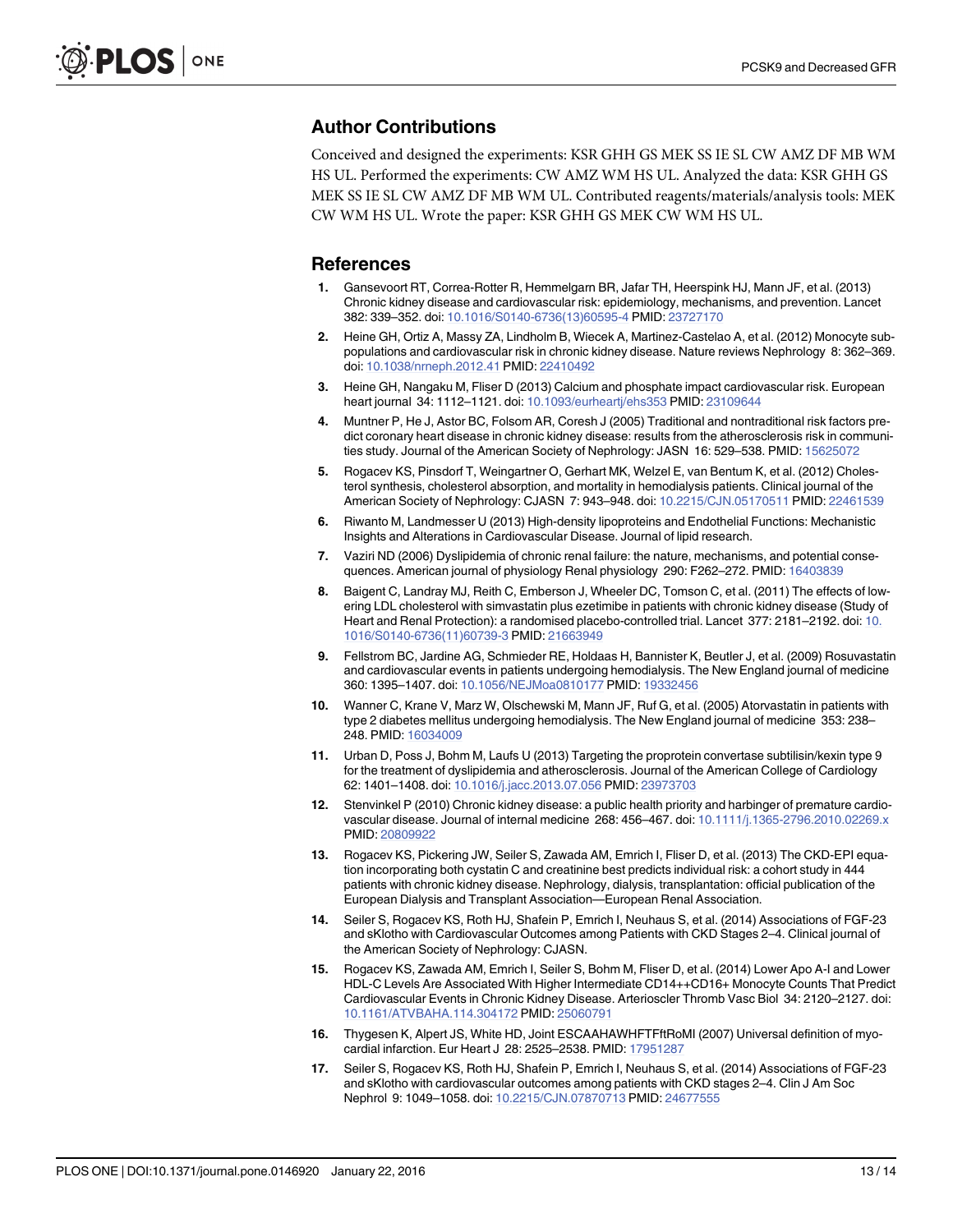## Author Contributions

Conceived and designed the experiments: KSR GHH GS MEK SS IE SL CW AMZ DF MB WM HS UL. Performed the experiments: CW AMZ WM HS UL. Analyzed the data: KSR GHH GS MEK SS IE SL CW AMZ DF MB WM UL. Contributed reagents/materials/analysis tools: MEK CW WM HS UL. Wrote the paper: KSR GHH GS MEK CW WM HS UL.

## References

1. Gansevoort RT, Correa-Rotter R, Hemmelgarn BR, Jafar TH, Heerspink HJ, Mann JF, et al. (2013) Chronic kidney disease and cardiovascular risk: epidemiology, mechanisms, and prevention. Lancet 382: 339–352. doi: 10.1016/S0140-6736(13)60595-4 PMID: 23727170
2. Heine GH, Ortiz A, Massy ZA, Lindholm B, Wiecek A, Martinez-Castelao A, et al. (2012) Monocyte subpopulations and cardiovascular risk in chronic kidney disease. Nature reviews Nephrology 8: 362–369. doi: 10.1038/nrneph.2012.41 PMID: 22410492
3. Heine GH, Nangaku M, Fliser D (2013) Calcium and phosphate impact cardiovascular risk. European heart journal 34: 1112–1121. doi: 10.1093/eurheartj/ehs353 PMID: 23109644
4. Muntner P, He J, Astor BC, Folsom AR, Coresh J (2005) Traditional and nontraditional risk factors predict coronary heart disease in chronic kidney disease: results from the atherosclerosis risk in communities study. Journal of the American Society of Nephrology: JASN 16: 529–538. PMID: 15625072
5. Rogacev KS, Pinsdorf T, Weingartner O, Gerhart MK, Welzel E, van Bentum K, et al. (2012) Cholesterol synthesis, cholesterol absorption, and mortality in hemodialysis patients. Clinical journal of the American Society of Nephrology: CJASN 7: 943–948. doi: 10.2215/CJN.05170511 PMID: 22461539
6. Riwanto M, Landmesser U (2013) High-density lipoproteins and Endothelial Functions: Mechanistic Insights and Alterations in Cardiovascular Disease. Journal of lipid research.
7. Vaziri ND (2006) Dyslipidemia of chronic renal failure: the nature, mechanisms, and potential consequences. American journal of physiology Renal physiology 290: F262–272. PMID: 16403839
8. Baigent C, Landray MJ, Reith C, Emberson J, Wheeler DC, Tomson C, et al. (2011) The effects of lowering LDL cholesterol with simvastatin plus ezetimibe in patients with chronic kidney disease (Study of Heart and Renal Protection): a randomised placebo-controlled trial. Lancet 377: 2181–2192. doi: 10.1016/S0140-6736(11)60739-3 PMID: 21663949
9. Fellstrom BC, Jardine AG, Schmieder RE, Holdaas H, Bannister K, Beutler J, et al. (2009) Rosuvastatin and cardiovascular events in patients undergoing hemodialysis. The New England journal of medicine 360: 1395–1407. doi: 10.1056/NEJMoa0810177 PMID: 19332456
10. Wanner C, Krane V, Marz W, Olschewski M, Mann JF, Ruf G, et al. (2005) Atorvastatin in patients with type 2 diabetes mellitus undergoing hemodialysis. The New England journal of medicine 353: 238–248. PMID: 16034009
11. Urban D, Poss J, Bohm M, Laufs U (2013) Targeting the proprotein convertase subtilisin/kexin type 9 for the treatment of dyslipidemia and atherosclerosis. Journal of the American College of Cardiology 62: 1401–1408. doi: 10.1016/j.jacc.2013.07.056 PMID: 23973703
12. Stenvinkel P (2010) Chronic kidney disease: a public health priority and harbinger of premature cardiovascular disease. Journal of internal medicine 268: 456–467. doi: 10.1111/j.1365-2796.2010.02269.x PMID: 20809922
13. Rogacev KS, Pickering JW, Seiler S, Zawada AM, Emrich I, Fliser D, et al. (2013) The CKD-EPI equation incorporating both cystatin C and creatinine best predicts individual risk: a cohort study in 444 patients with chronic kidney disease. Nephrology, dialysis, transplantation: official publication of the European Dialysis and Transplant Association—European Renal Association.
14. Seiler S, Rogacev KS, Roth HJ, Shafein P, Emrich I, Neuhaus S, et al. (2014) Associations of FGF-23 and sKlotho with Cardiovascular Outcomes among Patients with CKD Stages 2–4. Clinical journal of the American Society of Nephrology: CJASN.
15. Rogacev KS, Zawada AM, Emrich I, Seiler S, Bohm M, Fliser D, et al. (2014) Lower Apo A-I and Lower HDL-C Levels Are Associated With Higher Intermediate CD14++CD16+ Monocyte Counts That Predict Cardiovascular Events in Chronic Kidney Disease. Arterioscler Thromb Vasc Biol 34: 2120–2127. doi: 10.1161/ATVBAHA.114.304172 PMID: 25060791
16. Thygesen K, Alpert JS, White HD, Joint ESCAAHAWHFTFftRoMI (2007) Universal definition of myocardial infarction. Eur Heart J 28: 2525–2538. PMID: 17951287
17. Seiler S, Rogacev KS, Roth HJ, Shafein P, Emrich I, Neuhaus S, et al. (2014) Associations of FGF-23 and sKlotho with cardiovascular outcomes among patients with CKD stages 2–4. Clin J Am Soc Nephrol 9: 1049–1058. doi: 10.2215/CJN.07870713 PMID: 24677555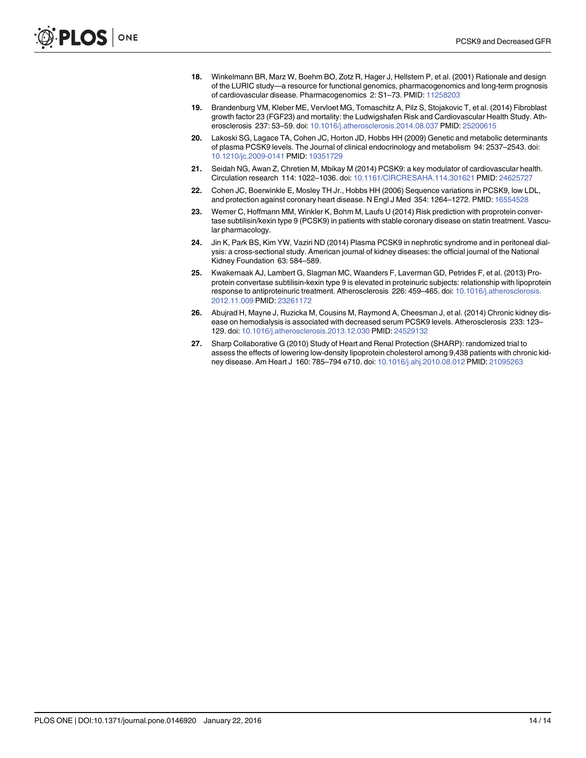18. Winkelmann BR, Marz W, Boehm BO, Zotz R, Hager J, Hellstern P, et al. (2001) Rationale and design of the LURIC study—a resource for functional genomics, pharmacogenomics and long-term prognosis of cardiovascular disease. Pharmacogenomics 2: S1–73. PMID: 11258203

19. Brandenburg VM, Kleber ME, Vervloet MG, Tomaschitz A, Pilz S, Stojakovic T, et al. (2014) Fibroblast growth factor 23 (FGF23) and mortality: the Ludwigshafen Risk and Cardiovascular Health Study. Atherosclerosis 237: 53–59. doi: 10.1016/j.atherosclerosis.2014.08.037 PMID: 25200615

20. Lakoski SG, Lagace TA, Cohen JC, Horton JD, Hobbs HH (2009) Genetic and metabolic determinants of plasma PCSK9 levels. The Journal of clinical endocrinology and metabolism 94: 2537–2543. doi: 10.1210/jc.2009-0141 PMID: 19351729

21. Seidah NG, Awan Z, Chretien M, Mbikay M (2014) PCSK9: a key modulator of cardiovascular health. Circulation research 114: 1022–1036. doi: 10.1161/CIRCRESAHA.114.301621 PMID: 24625727

22. Cohen JC, Boerwinkle E, Mosley TH Jr., Hobbs HH (2006) Sequence variations in PCSK9, low LDL, and protection against coronary heart disease. N Engl J Med 354: 1264–1272. PMID: 16554528

23. Werner C, Hoffmann MM, Winkler K, Bohm M, Laufs U (2014) Risk prediction with proprotein convertase subtilisin/kexin type 9 (PCSK9) in patients with stable coronary disease on statin treatment. Vascular pharmacology.

24. Jin K, Park BS, Kim YW, Vaziri ND (2014) Plasma PCSK9 in nephrotic syndrome and in peritoneal dialysis: a cross-sectional study. American journal of kidney diseases: the official journal of the National Kidney Foundation 63: 584–589.

25. Kwakernaak AJ, Lambert G, Slagman MC, Waanders F, Laverman GD, Petrides F, et al. (2013) Proprotein convertase subtilisin-kexin type 9 is elevated in proteinuric subjects: relationship with lipoprotein response to antiproteinuric treatment. Atherosclerosis 226: 459–465. doi: 10.1016/j.atherosclerosis.2012.11.009 PMID: 23261172

26. Abujrad H, Mayne J, Ruzicka M, Cousins M, Raymond A, Cheesman J, et al. (2014) Chronic kidney disease on hemodialysis is associated with decreased serum PCSK9 levels. Atherosclerosis 233: 123–129. doi: 10.1016/j.atherosclerosis.2013.12.030 PMID: 24529132

27. Sharp Collaborative G (2010) Study of Heart and Renal Protection (SHARP): randomized trial to assess the effects of lowering low-density lipoprotein cholesterol among 9,438 patients with chronic kidney disease. Am Heart J 160: 785–794 e710. doi: 10.1016/j.ahj.2010.08.012 PMID: 21095263